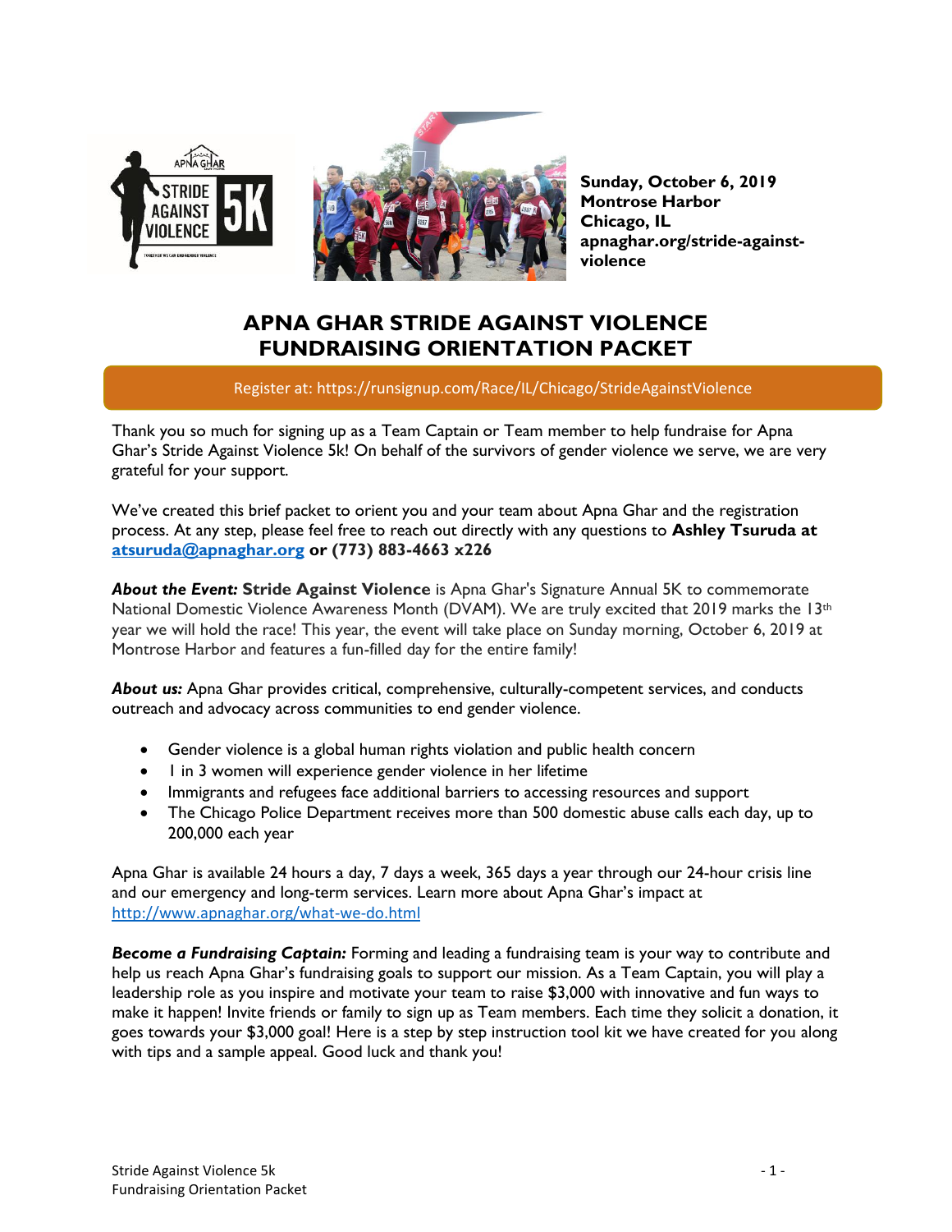**Sunday, October 6, 2019**
**Montrose Harbor**
**Chicago, IL**
**apnaghar.org/stride-against-violence**

# APNA GHAR STRIDE AGAINST VIOLENCE FUNDRAISING ORIENTATION PACKET

Register at: https://runsignup.com/Race/IL/Chicago/StrideAgainstViolence

Thank you so much for signing up as a Team Captain or Team member to help fundraise for Apna Ghar's Stride Against Violence 5k! On behalf of the survivors of gender violence we serve, we are very grateful for your support.

We've created this brief packet to orient you and your team about Apna Ghar and the registration process. At any step, please feel free to reach out directly with any questions to **Ashley Tsuruda at atsuruda@apnaghar.org or (773) 883-4663 x226**

***About the Event:*** **Stride Against Violence** is Apna Ghar's Signature Annual 5K to commemorate National Domestic Violence Awareness Month (DVAM). We are truly excited that 2019 marks the 13th year we will hold the race! This year, the event will take place on Sunday morning, October 6, 2019 at Montrose Harbor and features a fun-filled day for the entire family!

***About us:*** Apna Ghar provides critical, comprehensive, culturally-competent services, and conducts outreach and advocacy across communities to end gender violence.

- Gender violence is a global human rights violation and public health concern
- 1 in 3 women will experience gender violence in her lifetime
- Immigrants and refugees face additional barriers to accessing resources and support
- The Chicago Police Department receives more than 500 domestic abuse calls each day, up to 200,000 each year

Apna Ghar is available 24 hours a day, 7 days a week, 365 days a year through our 24-hour crisis line and our emergency and long-term services. Learn more about Apna Ghar's impact at http://www.apnaghar.org/what-we-do.html

***Become a Fundraising Captain:*** Forming and leading a fundraising team is your way to contribute and help us reach Apna Ghar's fundraising goals to support our mission. As a Team Captain, you will play a leadership role as you inspire and motivate your team to raise $3,000 with innovative and fun ways to make it happen! Invite friends or family to sign up as Team members. Each time they solicit a donation, it goes towards your $3,000 goal! Here is a step by step instruction tool kit we have created for you along with tips and a sample appeal. Good luck and thank you!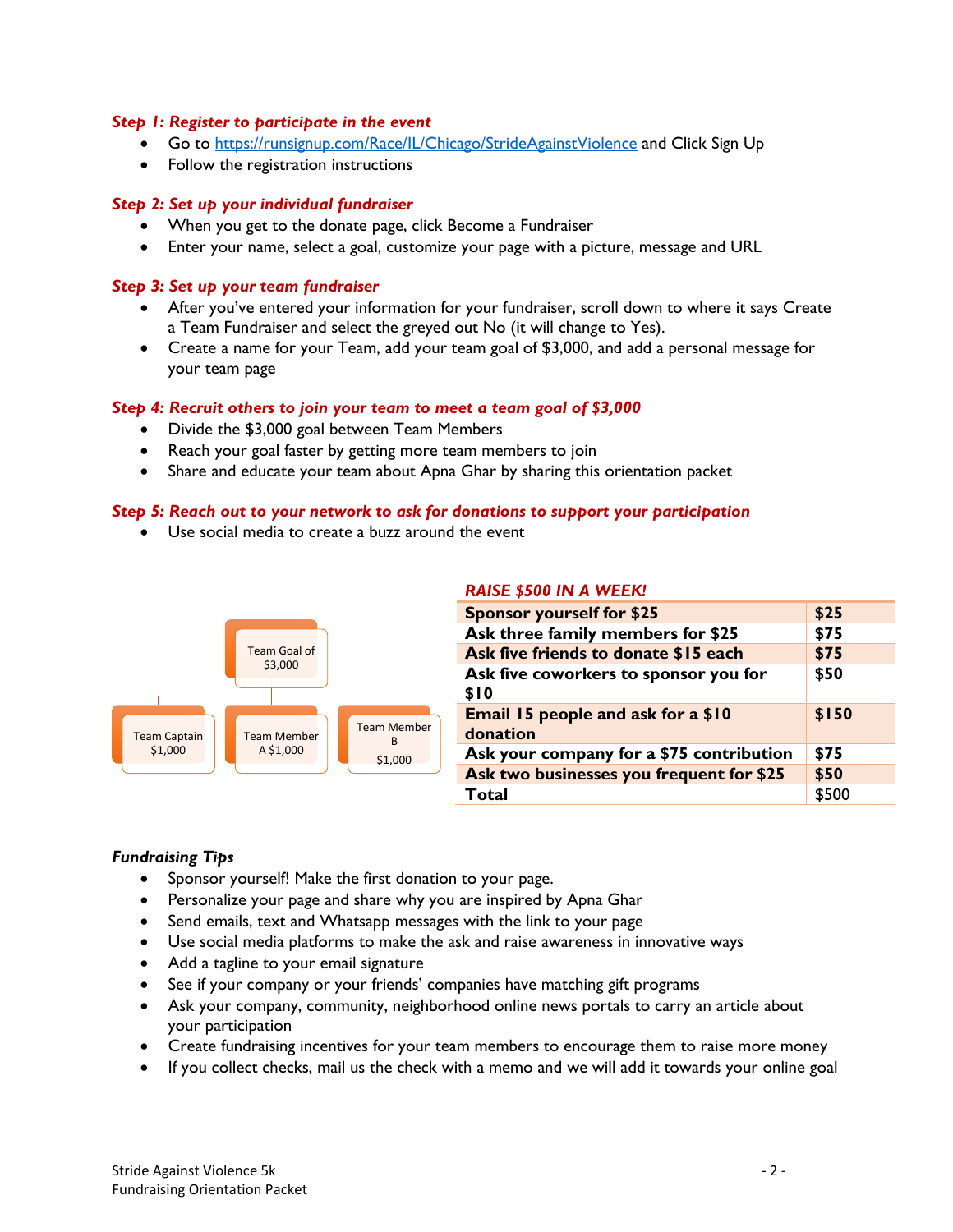***Step 1: Register to participate in the event***

- Go to [https://runsignup.com/Race/IL/Chicago/StrideAgainstViolence](https://runsignup.com/Race/IL/Chicago/StrideAgainstViolence) and Click Sign Up
- Follow the registration instructions

***Step 2: Set up your individual fundraiser***

- When you get to the donate page, click Become a Fundraiser
- Enter your name, select a goal, customize your page with a picture, message and URL

***Step 3: Set up your team fundraiser***

- After you've entered your information for your fundraiser, scroll down to where it says Create a Team Fundraiser and select the greyed out No (it will change to Yes).
- Create a name for your Team, add your team goal of $3,000, and add a personal message for your team page

***Step 4: Recruit others to join your team to meet a team goal of $3,000***

- Divide the $3,000 goal between Team Members
- Reach your goal faster by getting more team members to join
- Share and educate your team about Apna Ghar by sharing this orientation packet

***Step 5: Reach out to your network to ask for donations to support your participation***

- Use social media to create a buzz around the event

Team Goal of $3,000

- Team Captain $1,000
- Team Member A $1,000
- Team Member B $1,000

***RAISE $500 IN A WEEK!***

| | |
|---|---|
| **Sponsor yourself for $25** | **$25** |
| **Ask three family members for $25** | **$75** |
| **Ask five friends to donate $15 each** | **$75** |
| **Ask five coworkers to sponsor you for $10** | **$50** |
| **Email 15 people and ask for a $10 donation** | **$150** |
| **Ask your company for a $75 contribution** | **$75** |
| **Ask two businesses you frequent for $25** | **$50** |
| **Total** | $500 |

***Fundraising Tips***

- Sponsor yourself! Make the first donation to your page.
- Personalize your page and share why you are inspired by Apna Ghar
- Send emails, text and Whatsapp messages with the link to your page
- Use social media platforms to make the ask and raise awareness in innovative ways
- Add a tagline to your email signature
- See if your company or your friends' companies have matching gift programs
- Ask your company, community, neighborhood online news portals to carry an article about your participation
- Create fundraising incentives for your team members to encourage them to raise more money
- If you collect checks, mail us the check with a memo and we will add it towards your online goal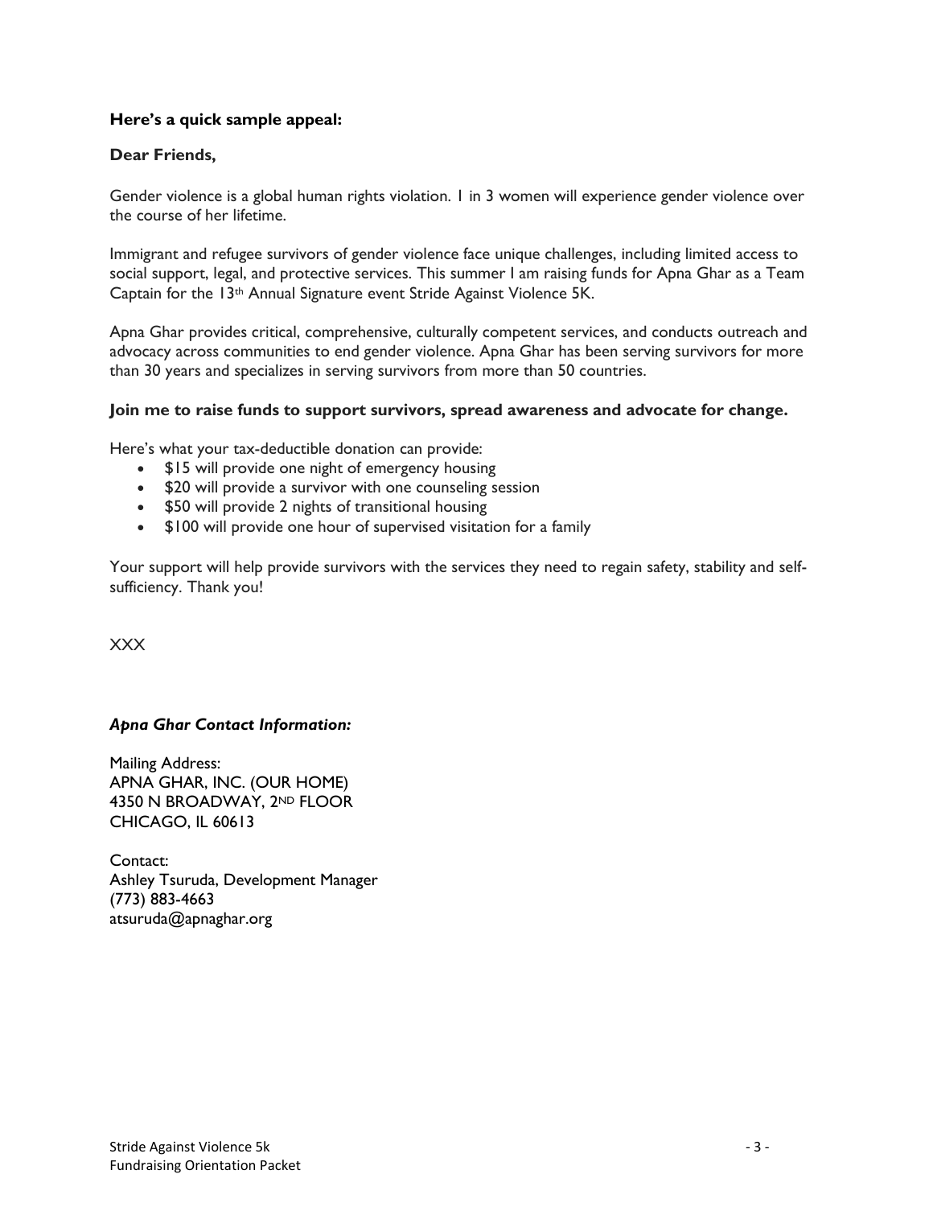**Here's a quick sample appeal:**

**Dear Friends,**

Gender violence is a global human rights violation. 1 in 3 women will experience gender violence over the course of her lifetime.

Immigrant and refugee survivors of gender violence face unique challenges, including limited access to social support, legal, and protective services. This summer I am raising funds for Apna Ghar as a Team Captain for the 13th Annual Signature event Stride Against Violence 5K.

Apna Ghar provides critical, comprehensive, culturally competent services, and conducts outreach and advocacy across communities to end gender violence. Apna Ghar has been serving survivors for more than 30 years and specializes in serving survivors from more than 50 countries.

**Join me to raise funds to support survivors, spread awareness and advocate for change.**

Here's what your tax-deductible donation can provide:

- $15 will provide one night of emergency housing
- $20 will provide a survivor with one counseling session
- $50 will provide 2 nights of transitional housing
- $100 will provide one hour of supervised visitation for a family

Your support will help provide survivors with the services they need to regain safety, stability and self-sufficiency. Thank you!

XXX

***Apna Ghar Contact Information:***

Mailing Address:
APNA GHAR, INC. (OUR HOME)
4350 N BROADWAY, 2ND FLOOR
CHICAGO, IL 60613

Contact:
Ashley Tsuruda, Development Manager
(773) 883-4663
atsuruda@apnaghar.org